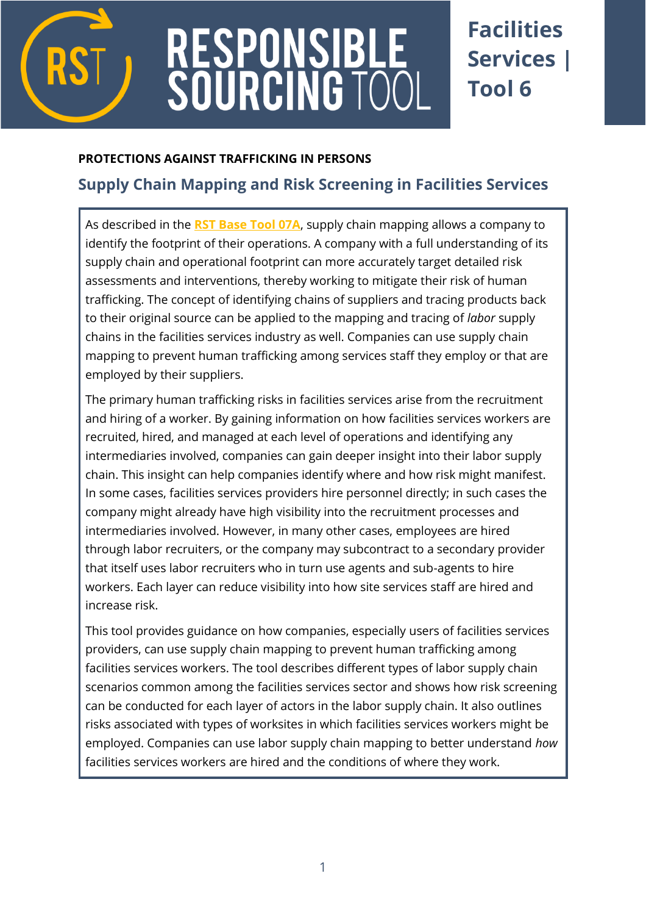# RESPONSIBLE SOURCING TOOL

**Facilities Services | Tool 6**

**PROTECTIONS AGAINST TRAFFICKING IN PERSONS**

## Supply Chain Mapping and Risk Screening in Facilities Services

As described in the **RST Base Tool 07A**, supply chain mapping allows a company to identify the footprint of their operations. A company with a full understanding of its supply chain and operational footprint can more accurately target detailed risk assessments and interventions, thereby working to mitigate their risk of human trafficking. The concept of identifying chains of suppliers and tracing products back to their original source can be applied to the mapping and tracing of *labor* supply chains in the facilities services industry as well. Companies can use supply chain mapping to prevent human trafficking among services staff they employ or that are employed by their suppliers.

The primary human trafficking risks in facilities services arise from the recruitment and hiring of a worker. By gaining information on how facilities services workers are recruited, hired, and managed at each level of operations and identifying any intermediaries involved, companies can gain deeper insight into their labor supply chain. This insight can help companies identify where and how risk might manifest. In some cases, facilities services providers hire personnel directly; in such cases the company might already have high visibility into the recruitment processes and intermediaries involved. However, in many other cases, employees are hired through labor recruiters, or the company may subcontract to a secondary provider that itself uses labor recruiters who in turn use agents and sub-agents to hire workers. Each layer can reduce visibility into how site services staff are hired and increase risk.

This tool provides guidance on how companies, especially users of facilities services providers, can use supply chain mapping to prevent human trafficking among facilities services workers. The tool describes different types of labor supply chain scenarios common among the facilities services sector and shows how risk screening can be conducted for each layer of actors in the labor supply chain. It also outlines risks associated with types of worksites in which facilities services workers might be employed. Companies can use labor supply chain mapping to better understand *how* facilities services workers are hired and the conditions of where they work.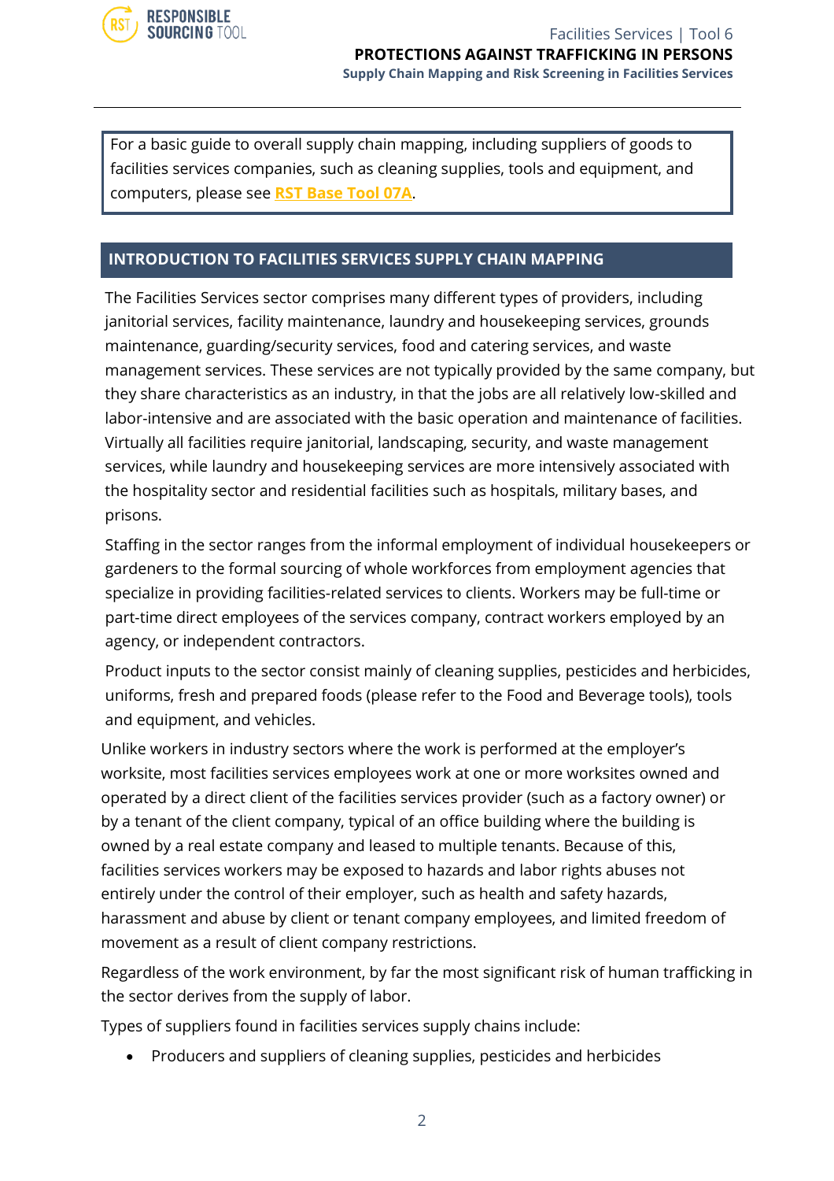For a basic guide to overall supply chain mapping, including suppliers of goods to facilities services companies, such as cleaning supplies, tools and equipment, and computers, please see **RST Base Tool 07A**.

## INTRODUCTION TO FACILITIES SERVICES SUPPLY CHAIN MAPPING

The Facilities Services sector comprises many different types of providers, including janitorial services, facility maintenance, laundry and housekeeping services, grounds maintenance, guarding/security services, food and catering services, and waste management services. These services are not typically provided by the same company, but they share characteristics as an industry, in that the jobs are all relatively low-skilled and labor-intensive and are associated with the basic operation and maintenance of facilities. Virtually all facilities require janitorial, landscaping, security, and waste management services, while laundry and housekeeping services are more intensively associated with the hospitality sector and residential facilities such as hospitals, military bases, and prisons.

Staffing in the sector ranges from the informal employment of individual housekeepers or gardeners to the formal sourcing of whole workforces from employment agencies that specialize in providing facilities-related services to clients. Workers may be full-time or part-time direct employees of the services company, contract workers employed by an agency, or independent contractors.

Product inputs to the sector consist mainly of cleaning supplies, pesticides and herbicides, uniforms, fresh and prepared foods (please refer to the Food and Beverage tools), tools and equipment, and vehicles.

Unlike workers in industry sectors where the work is performed at the employer's worksite, most facilities services employees work at one or more worksites owned and operated by a direct client of the facilities services provider (such as a factory owner) or by a tenant of the client company, typical of an office building where the building is owned by a real estate company and leased to multiple tenants. Because of this, facilities services workers may be exposed to hazards and labor rights abuses not entirely under the control of their employer, such as health and safety hazards, harassment and abuse by client or tenant company employees, and limited freedom of movement as a result of client company restrictions.

Regardless of the work environment, by far the most significant risk of human trafficking in the sector derives from the supply of labor.

Types of suppliers found in facilities services supply chains include:

- Producers and suppliers of cleaning supplies, pesticides and herbicides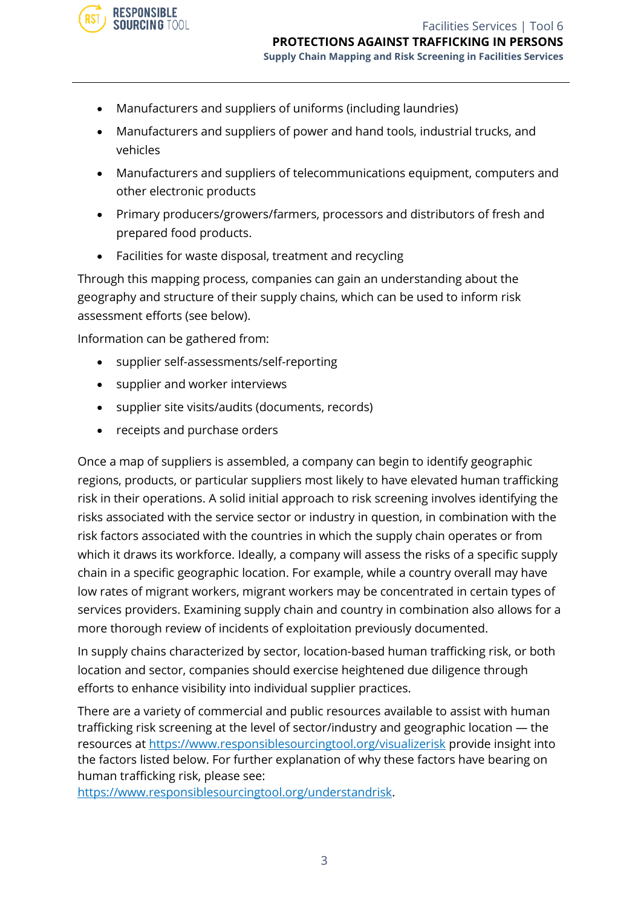- Manufacturers and suppliers of uniforms (including laundries)
- Manufacturers and suppliers of power and hand tools, industrial trucks, and vehicles
- Manufacturers and suppliers of telecommunications equipment, computers and other electronic products
- Primary producers/growers/farmers, processors and distributors of fresh and prepared food products.
- Facilities for waste disposal, treatment and recycling

Through this mapping process, companies can gain an understanding about the geography and structure of their supply chains, which can be used to inform risk assessment efforts (see below).

Information can be gathered from:

- supplier self-assessments/self-reporting
- supplier and worker interviews
- supplier site visits/audits (documents, records)
- receipts and purchase orders

Once a map of suppliers is assembled, a company can begin to identify geographic regions, products, or particular suppliers most likely to have elevated human trafficking risk in their operations. A solid initial approach to risk screening involves identifying the risks associated with the service sector or industry in question, in combination with the risk factors associated with the countries in which the supply chain operates or from which it draws its workforce. Ideally, a company will assess the risks of a specific supply chain in a specific geographic location. For example, while a country overall may have low rates of migrant workers, migrant workers may be concentrated in certain types of services providers. Examining supply chain and country in combination also allows for a more thorough review of incidents of exploitation previously documented.

In supply chains characterized by sector, location-based human trafficking risk, or both location and sector, companies should exercise heightened due diligence through efforts to enhance visibility into individual supplier practices.

There are a variety of commercial and public resources available to assist with human trafficking risk screening at the level of sector/industry and geographic location — the resources at https://www.responsiblesourcingtool.org/visualizerisk provide insight into the factors listed below. For further explanation of why these factors have bearing on human trafficking risk, please see: https://www.responsiblesourcingtool.org/understandrisk.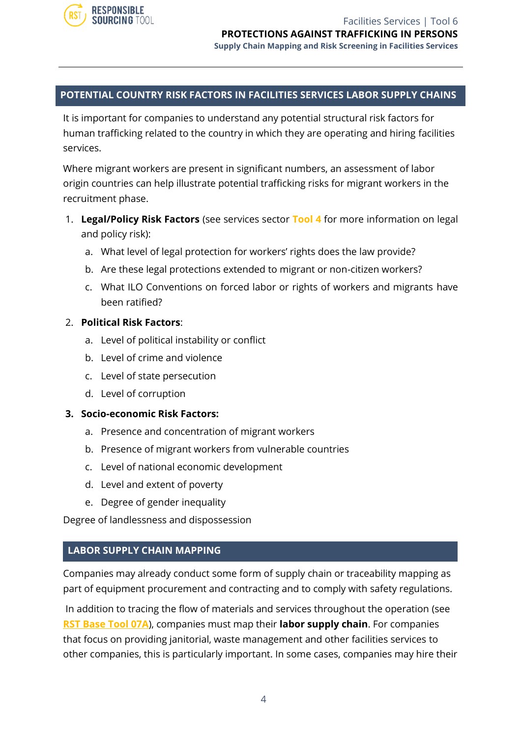## POTENTIAL COUNTRY RISK FACTORS IN FACILITIES SERVICES LABOR SUPPLY CHAINS

It is important for companies to understand any potential structural risk factors for human trafficking related to the country in which they are operating and hiring facilities services.

Where migrant workers are present in significant numbers, an assessment of labor origin countries can help illustrate potential trafficking risks for migrant workers in the recruitment phase.

1. **Legal/Policy Risk Factors** (see services sector **Tool 4** for more information on legal and policy risk):
   a. What level of legal protection for workers' rights does the law provide?
   b. Are these legal protections extended to migrant or non-citizen workers?
   c. What ILO Conventions on forced labor or rights of workers and migrants have been ratified?
2. **Political Risk Factors**:
   a. Level of political instability or conflict
   b. Level of crime and violence
   c. Level of state persecution
   d. Level of corruption
3. **Socio-economic Risk Factors:**
   a. Presence and concentration of migrant workers
   b. Presence of migrant workers from vulnerable countries
   c. Level of national economic development
   d. Level and extent of poverty
   e. Degree of gender inequality

Degree of landlessness and dispossession

## LABOR SUPPLY CHAIN MAPPING

Companies may already conduct some form of supply chain or traceability mapping as part of equipment procurement and contracting and to comply with safety regulations.

In addition to tracing the flow of materials and services throughout the operation (see **RST Base Tool 07A**), companies must map their **labor supply chain**. For companies that focus on providing janitorial, waste management and other facilities services to other companies, this is particularly important. In some cases, companies may hire their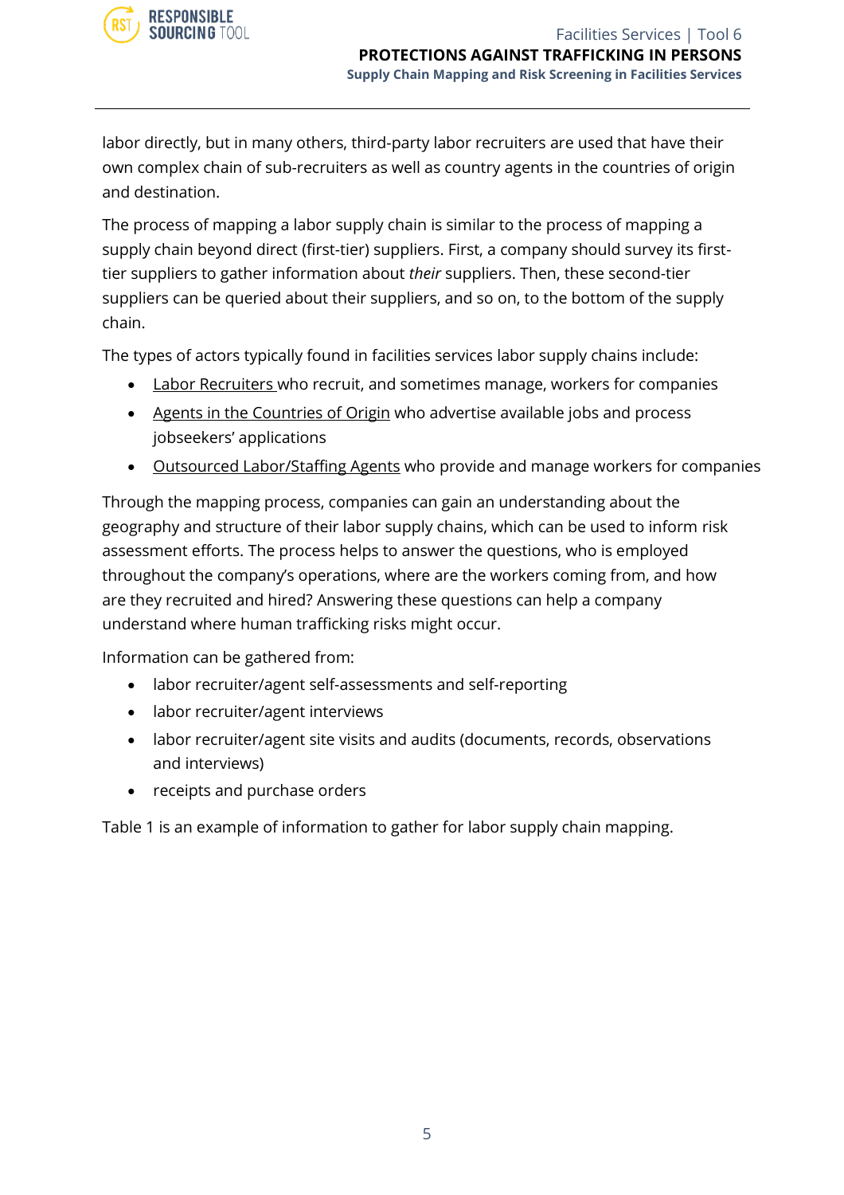labor directly, but in many others, third-party labor recruiters are used that have their own complex chain of sub-recruiters as well as country agents in the countries of origin and destination.

The process of mapping a labor supply chain is similar to the process of mapping a supply chain beyond direct (first-tier) suppliers. First, a company should survey its first-tier suppliers to gather information about *their* suppliers. Then, these second-tier suppliers can be queried about their suppliers, and so on, to the bottom of the supply chain.

The types of actors typically found in facilities services labor supply chains include:

- Labor Recruiters who recruit, and sometimes manage, workers for companies
- Agents in the Countries of Origin who advertise available jobs and process jobseekers' applications
- Outsourced Labor/Staffing Agents who provide and manage workers for companies

Through the mapping process, companies can gain an understanding about the geography and structure of their labor supply chains, which can be used to inform risk assessment efforts. The process helps to answer the questions, who is employed throughout the company's operations, where are the workers coming from, and how are they recruited and hired? Answering these questions can help a company understand where human trafficking risks might occur.

Information can be gathered from:

- labor recruiter/agent self-assessments and self-reporting
- labor recruiter/agent interviews
- labor recruiter/agent site visits and audits (documents, records, observations and interviews)
- receipts and purchase orders

Table 1 is an example of information to gather for labor supply chain mapping.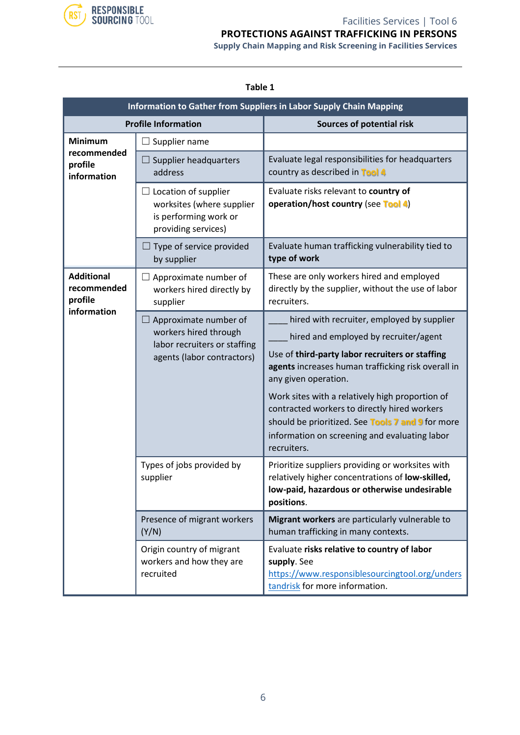**Table 1**

| Information to Gather from Suppliers in Labor Supply Chain Mapping | | |
|---|---|---|
| **Profile Information** | | **Sources of potential risk** |
| **Minimum recommended profile information** | ☐ Supplier name | |
| | ☐ Supplier headquarters address | Evaluate legal responsibilities for headquarters country as described in Tool 4 |
| | ☐ Location of supplier worksites (where supplier is performing work or providing services) | Evaluate risks relevant to **country of operation/host country** (see Tool 4) |
| | ☐ Type of service provided by supplier | Evaluate human trafficking vulnerability tied to **type of work** |
| **Additional recommended profile information** | ☐ Approximate number of workers hired directly by supplier | These are only workers hired and employed directly by the supplier, without the use of labor recruiters. |
| | ☐ Approximate number of workers hired through labor recruiters or staffing agents (labor contractors) | ____ hired with recruiter, employed by supplier<br>____ hired and employed by recruiter/agent<br>Use of **third-party labor recruiters or staffing agents** increases human trafficking risk overall in any given operation.<br>Work sites with a relatively high proportion of contracted workers to directly hired workers should be prioritized. See Tools 7 and 9 for more information on screening and evaluating labor recruiters. |
| | Types of jobs provided by supplier | Prioritize suppliers providing or worksites with relatively higher concentrations of **low-skilled, low-paid, hazardous or otherwise undesirable positions**. |
| | Presence of migrant workers (Y/N) | **Migrant workers** are particularly vulnerable to human trafficking in many contexts. |
| | Origin country of migrant workers and how they are recruited | Evaluate **risks relative to country of labor supply**. See https://www.responsiblesourcingtool.org/understandrisk for more information. |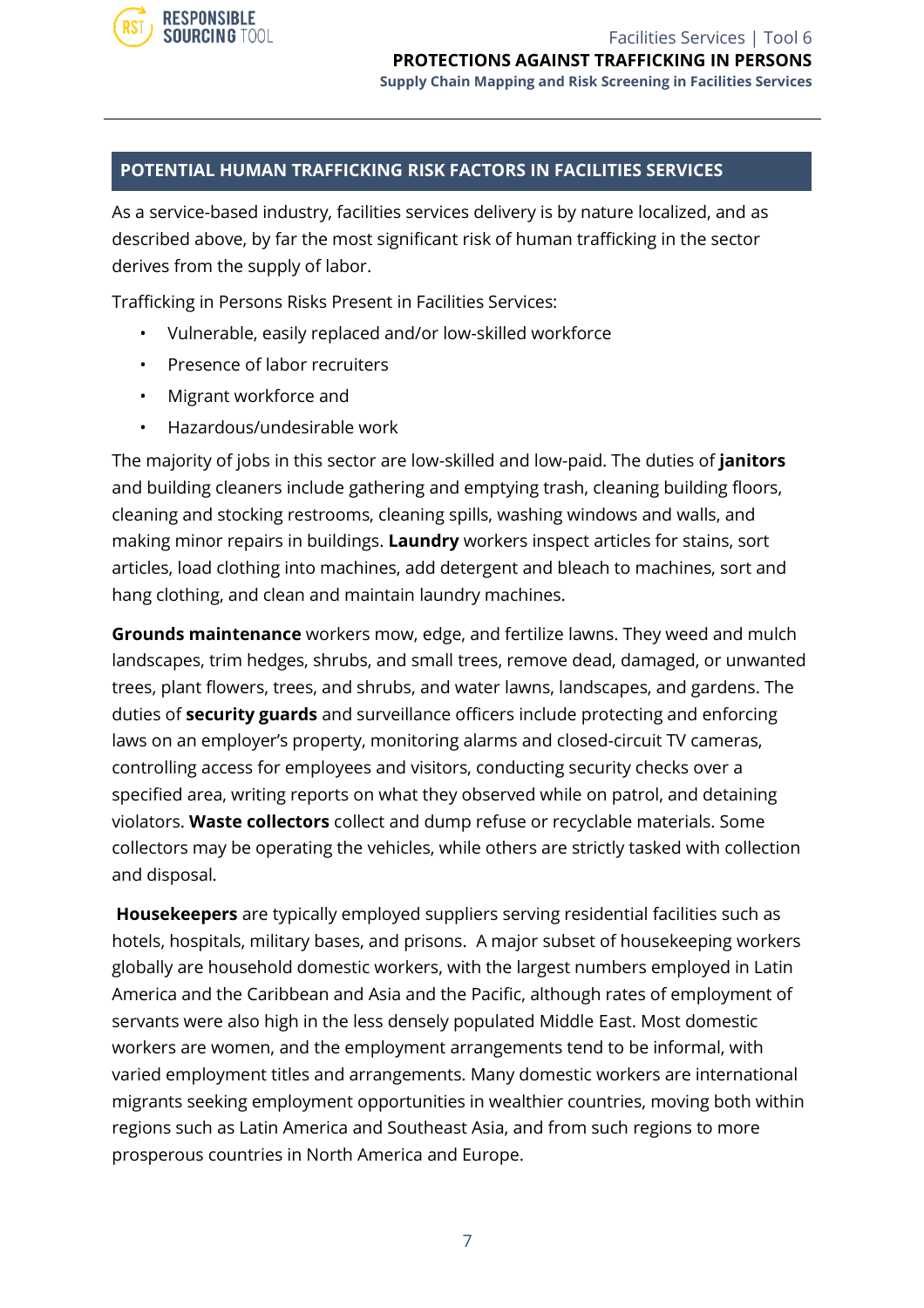## POTENTIAL HUMAN TRAFFICKING RISK FACTORS IN FACILITIES SERVICES

As a service-based industry, facilities services delivery is by nature localized, and as described above, by far the most significant risk of human trafficking in the sector derives from the supply of labor.

Trafficking in Persons Risks Present in Facilities Services:

- Vulnerable, easily replaced and/or low-skilled workforce
- Presence of labor recruiters
- Migrant workforce and
- Hazardous/undesirable work

The majority of jobs in this sector are low-skilled and low-paid. The duties of **janitors** and building cleaners include gathering and emptying trash, cleaning building floors, cleaning and stocking restrooms, cleaning spills, washing windows and walls, and making minor repairs in buildings. **Laundry** workers inspect articles for stains, sort articles, load clothing into machines, add detergent and bleach to machines, sort and hang clothing, and clean and maintain laundry machines.

**Grounds maintenance** workers mow, edge, and fertilize lawns. They weed and mulch landscapes, trim hedges, shrubs, and small trees, remove dead, damaged, or unwanted trees, plant flowers, trees, and shrubs, and water lawns, landscapes, and gardens. The duties of **security guards** and surveillance officers include protecting and enforcing laws on an employer's property, monitoring alarms and closed-circuit TV cameras, controlling access for employees and visitors, conducting security checks over a specified area, writing reports on what they observed while on patrol, and detaining violators. **Waste collectors** collect and dump refuse or recyclable materials. Some collectors may be operating the vehicles, while others are strictly tasked with collection and disposal.

**Housekeepers** are typically employed suppliers serving residential facilities such as hotels, hospitals, military bases, and prisons. A major subset of housekeeping workers globally are household domestic workers, with the largest numbers employed in Latin America and the Caribbean and Asia and the Pacific, although rates of employment of servants were also high in the less densely populated Middle East. Most domestic workers are women, and the employment arrangements tend to be informal, with varied employment titles and arrangements. Many domestic workers are international migrants seeking employment opportunities in wealthier countries, moving both within regions such as Latin America and Southeast Asia, and from such regions to more prosperous countries in North America and Europe.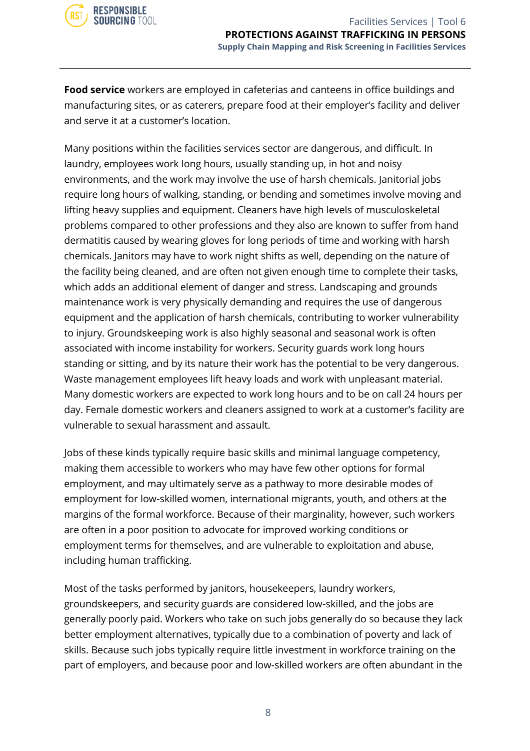**Food service** workers are employed in cafeterias and canteens in office buildings and manufacturing sites, or as caterers, prepare food at their employer's facility and deliver and serve it at a customer's location.

Many positions within the facilities services sector are dangerous, and difficult. In laundry, employees work long hours, usually standing up, in hot and noisy environments, and the work may involve the use of harsh chemicals. Janitorial jobs require long hours of walking, standing, or bending and sometimes involve moving and lifting heavy supplies and equipment. Cleaners have high levels of musculoskeletal problems compared to other professions and they also are known to suffer from hand dermatitis caused by wearing gloves for long periods of time and working with harsh chemicals. Janitors may have to work night shifts as well, depending on the nature of the facility being cleaned, and are often not given enough time to complete their tasks, which adds an additional element of danger and stress. Landscaping and grounds maintenance work is very physically demanding and requires the use of dangerous equipment and the application of harsh chemicals, contributing to worker vulnerability to injury. Groundskeeping work is also highly seasonal and seasonal work is often associated with income instability for workers. Security guards work long hours standing or sitting, and by its nature their work has the potential to be very dangerous. Waste management employees lift heavy loads and work with unpleasant material. Many domestic workers are expected to work long hours and to be on call 24 hours per day. Female domestic workers and cleaners assigned to work at a customer's facility are vulnerable to sexual harassment and assault.

Jobs of these kinds typically require basic skills and minimal language competency, making them accessible to workers who may have few other options for formal employment, and may ultimately serve as a pathway to more desirable modes of employment for low-skilled women, international migrants, youth, and others at the margins of the formal workforce. Because of their marginality, however, such workers are often in a poor position to advocate for improved working conditions or employment terms for themselves, and are vulnerable to exploitation and abuse, including human trafficking.

Most of the tasks performed by janitors, housekeepers, laundry workers, groundskeepers, and security guards are considered low-skilled, and the jobs are generally poorly paid. Workers who take on such jobs generally do so because they lack better employment alternatives, typically due to a combination of poverty and lack of skills. Because such jobs typically require little investment in workforce training on the part of employers, and because poor and low-skilled workers are often abundant in the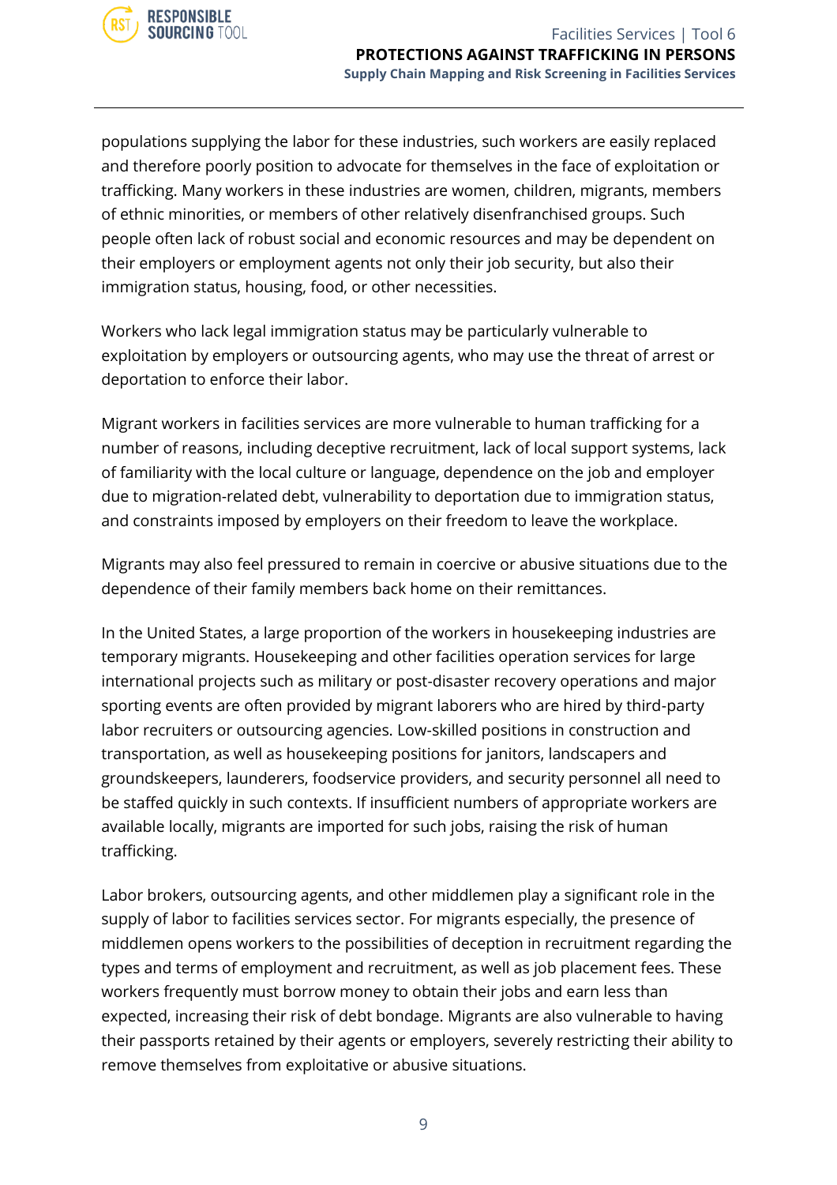populations supplying the labor for these industries, such workers are easily replaced and therefore poorly position to advocate for themselves in the face of exploitation or trafficking. Many workers in these industries are women, children, migrants, members of ethnic minorities, or members of other relatively disenfranchised groups. Such people often lack of robust social and economic resources and may be dependent on their employers or employment agents not only their job security, but also their immigration status, housing, food, or other necessities.

Workers who lack legal immigration status may be particularly vulnerable to exploitation by employers or outsourcing agents, who may use the threat of arrest or deportation to enforce their labor.

Migrant workers in facilities services are more vulnerable to human trafficking for a number of reasons, including deceptive recruitment, lack of local support systems, lack of familiarity with the local culture or language, dependence on the job and employer due to migration-related debt, vulnerability to deportation due to immigration status, and constraints imposed by employers on their freedom to leave the workplace.

Migrants may also feel pressured to remain in coercive or abusive situations due to the dependence of their family members back home on their remittances.

In the United States, a large proportion of the workers in housekeeping industries are temporary migrants. Housekeeping and other facilities operation services for large international projects such as military or post-disaster recovery operations and major sporting events are often provided by migrant laborers who are hired by third-party labor recruiters or outsourcing agencies. Low-skilled positions in construction and transportation, as well as housekeeping positions for janitors, landscapers and groundskeepers, launderers, foodservice providers, and security personnel all need to be staffed quickly in such contexts. If insufficient numbers of appropriate workers are available locally, migrants are imported for such jobs, raising the risk of human trafficking.

Labor brokers, outsourcing agents, and other middlemen play a significant role in the supply of labor to facilities services sector. For migrants especially, the presence of middlemen opens workers to the possibilities of deception in recruitment regarding the types and terms of employment and recruitment, as well as job placement fees. These workers frequently must borrow money to obtain their jobs and earn less than expected, increasing their risk of debt bondage. Migrants are also vulnerable to having their passports retained by their agents or employers, severely restricting their ability to remove themselves from exploitative or abusive situations.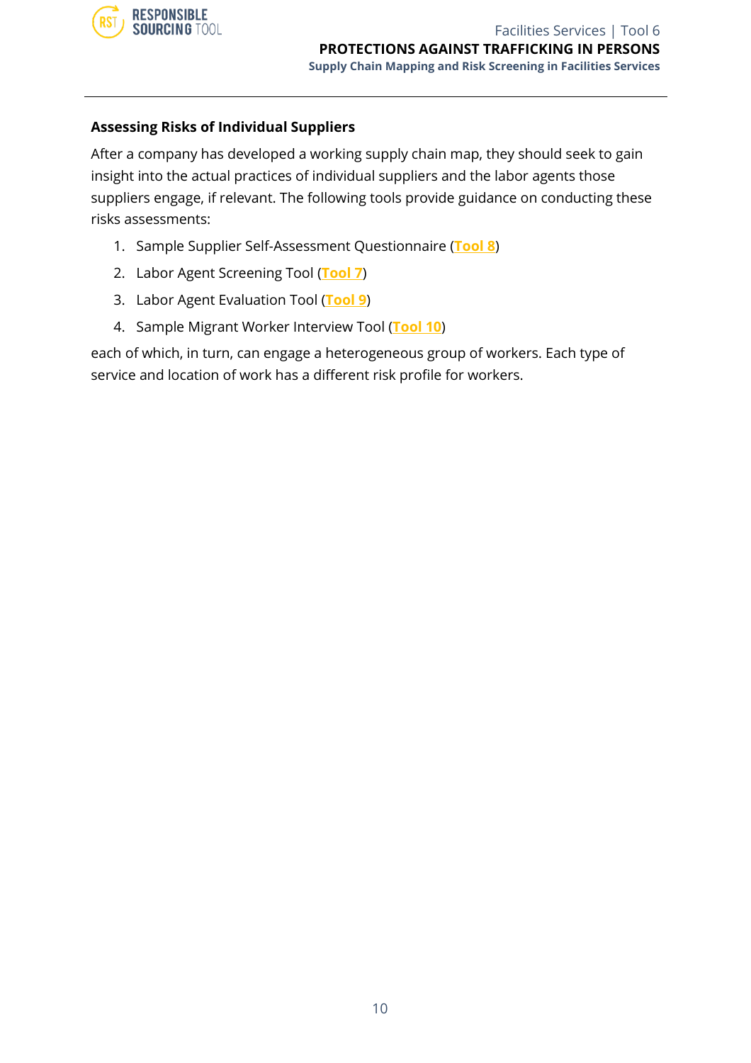**Assessing Risks of Individual Suppliers**

After a company has developed a working supply chain map, they should seek to gain insight into the actual practices of individual suppliers and the labor agents those suppliers engage, if relevant. The following tools provide guidance on conducting these risks assessments:

1. Sample Supplier Self-Assessment Questionnaire (**Tool 8**)
2. Labor Agent Screening Tool (**Tool 7**)
3. Labor Agent Evaluation Tool (**Tool 9**)
4. Sample Migrant Worker Interview Tool (**Tool 10**)

each of which, in turn, can engage a heterogeneous group of workers. Each type of service and location of work has a different risk profile for workers.